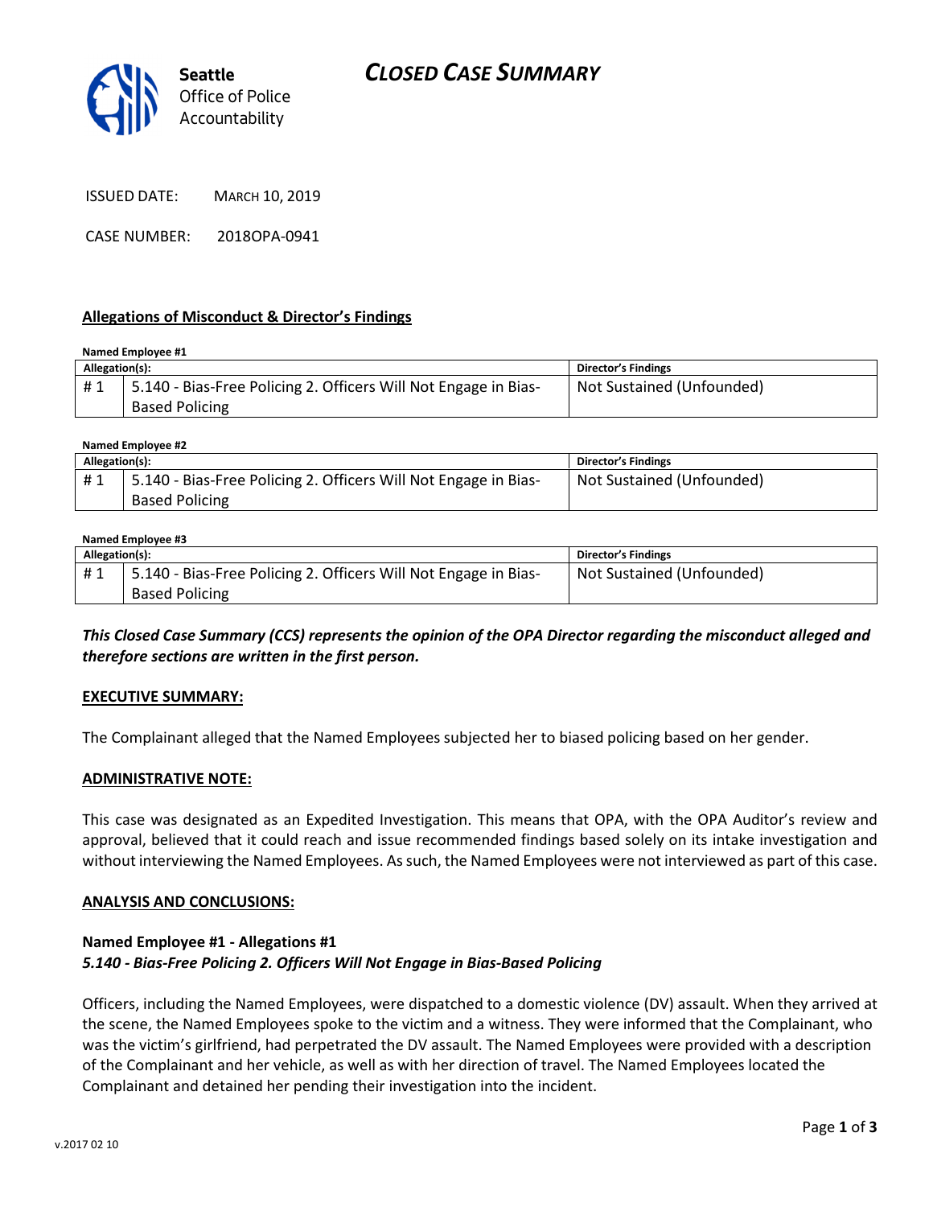Seattle
Office of Police
Accountability

# CLOSED CASE SUMMARY

ISSUED DATE: MARCH 10, 2019

CASE NUMBER: 2018OPA-0941

## Allegations of Misconduct & Director's Findings

**Named Employee #1**

| Allegation(s): | | Director's Findings |
|---|---|---|
| # 1 | 5.140 - Bias-Free Policing 2. Officers Will Not Engage in Bias-Based Policing | Not Sustained (Unfounded) |

**Named Employee #2**

| Allegation(s): | | Director's Findings |
|---|---|---|
| # 1 | 5.140 - Bias-Free Policing 2. Officers Will Not Engage in Bias-Based Policing | Not Sustained (Unfounded) |

**Named Employee #3**

| Allegation(s): | | Director's Findings |
|---|---|---|
| # 1 | 5.140 - Bias-Free Policing 2. Officers Will Not Engage in Bias-Based Policing | Not Sustained (Unfounded) |

***This Closed Case Summary (CCS) represents the opinion of the OPA Director regarding the misconduct alleged and therefore sections are written in the first person.***

## EXECUTIVE SUMMARY:

The Complainant alleged that the Named Employees subjected her to biased policing based on her gender.

## ADMINISTRATIVE NOTE:

This case was designated as an Expedited Investigation. This means that OPA, with the OPA Auditor's review and approval, believed that it could reach and issue recommended findings based solely on its intake investigation and without interviewing the Named Employees. As such, the Named Employees were not interviewed as part of this case.

## ANALYSIS AND CONCLUSIONS:

### Named Employee #1 - Allegations #1
***5.140 - Bias-Free Policing 2. Officers Will Not Engage in Bias-Based Policing***

Officers, including the Named Employees, were dispatched to a domestic violence (DV) assault. When they arrived at the scene, the Named Employees spoke to the victim and a witness. They were informed that the Complainant, who was the victim's girlfriend, had perpetrated the DV assault. The Named Employees were provided with a description of the Complainant and her vehicle, as well as with her direction of travel. The Named Employees located the Complainant and detained her pending their investigation into the incident.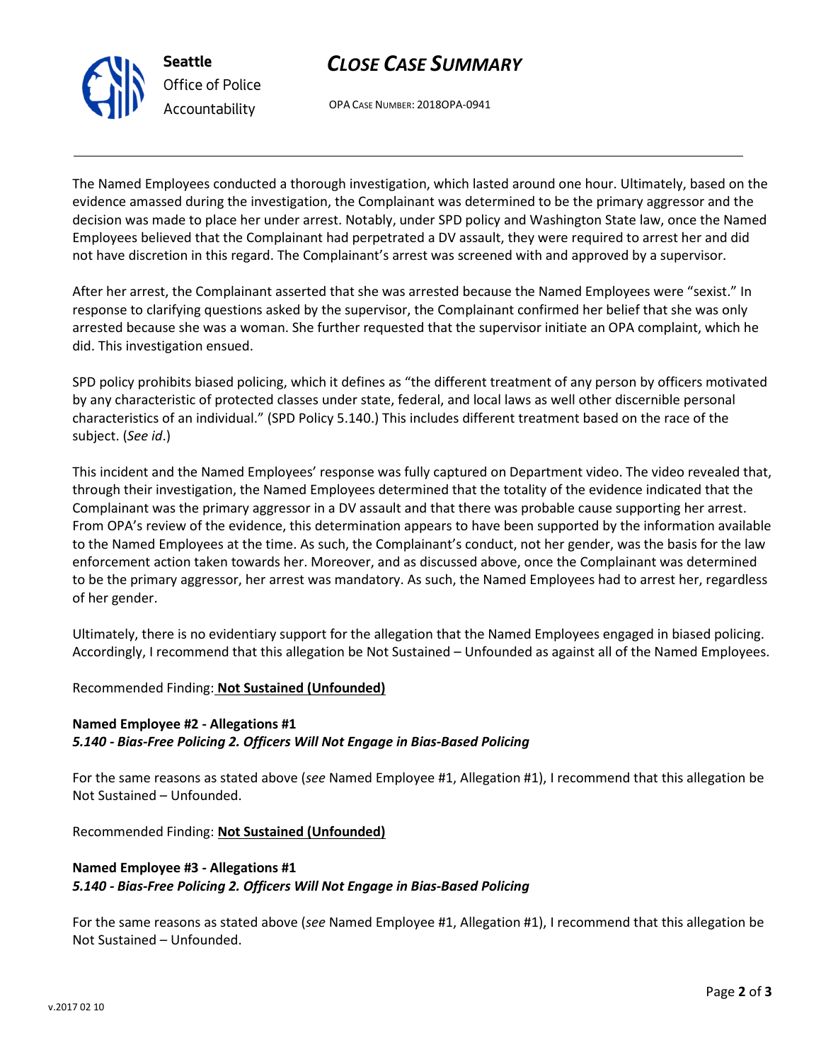The Named Employees conducted a thorough investigation, which lasted around one hour. Ultimately, based on the evidence amassed during the investigation, the Complainant was determined to be the primary aggressor and the decision was made to place her under arrest. Notably, under SPD policy and Washington State law, once the Named Employees believed that the Complainant had perpetrated a DV assault, they were required to arrest her and did not have discretion in this regard. The Complainant's arrest was screened with and approved by a supervisor.

After her arrest, the Complainant asserted that she was arrested because the Named Employees were "sexist." In response to clarifying questions asked by the supervisor, the Complainant confirmed her belief that she was only arrested because she was a woman. She further requested that the supervisor initiate an OPA complaint, which he did. This investigation ensued.

SPD policy prohibits biased policing, which it defines as "the different treatment of any person by officers motivated by any characteristic of protected classes under state, federal, and local laws as well other discernible personal characteristics of an individual." (SPD Policy 5.140.) This includes different treatment based on the race of the subject. (*See id*.)

This incident and the Named Employees' response was fully captured on Department video. The video revealed that, through their investigation, the Named Employees determined that the totality of the evidence indicated that the Complainant was the primary aggressor in a DV assault and that there was probable cause supporting her arrest. From OPA's review of the evidence, this determination appears to have been supported by the information available to the Named Employees at the time. As such, the Complainant's conduct, not her gender, was the basis for the law enforcement action taken towards her. Moreover, and as discussed above, once the Complainant was determined to be the primary aggressor, her arrest was mandatory. As such, the Named Employees had to arrest her, regardless of her gender.

Ultimately, there is no evidentiary support for the allegation that the Named Employees engaged in biased policing. Accordingly, I recommend that this allegation be Not Sustained – Unfounded as against all of the Named Employees.

Recommended Finding: **Not Sustained (Unfounded)**

**Named Employee #2 - Allegations #1**
***5.140 - Bias-Free Policing 2. Officers Will Not Engage in Bias-Based Policing***

For the same reasons as stated above (*see* Named Employee #1, Allegation #1), I recommend that this allegation be Not Sustained – Unfounded.

Recommended Finding: **Not Sustained (Unfounded)**

**Named Employee #3 - Allegations #1**
***5.140 - Bias-Free Policing 2. Officers Will Not Engage in Bias-Based Policing***

For the same reasons as stated above (*see* Named Employee #1, Allegation #1), I recommend that this allegation be Not Sustained – Unfounded.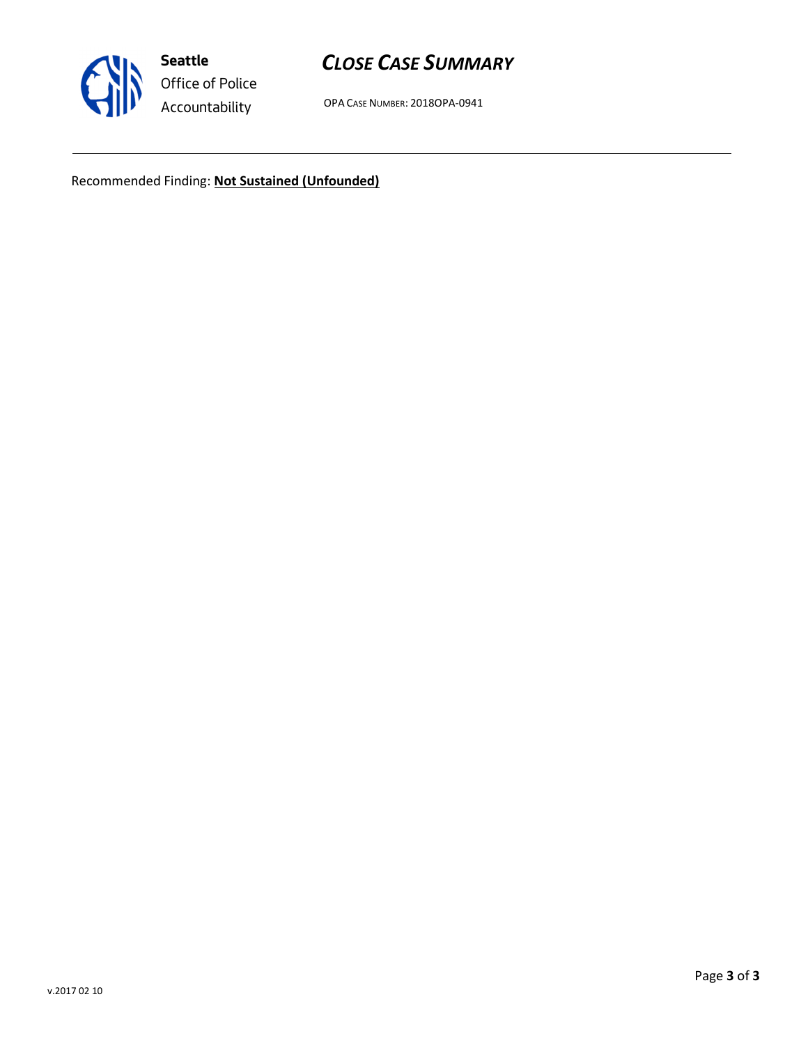Recommended Finding: **Not Sustained (Unfounded)**